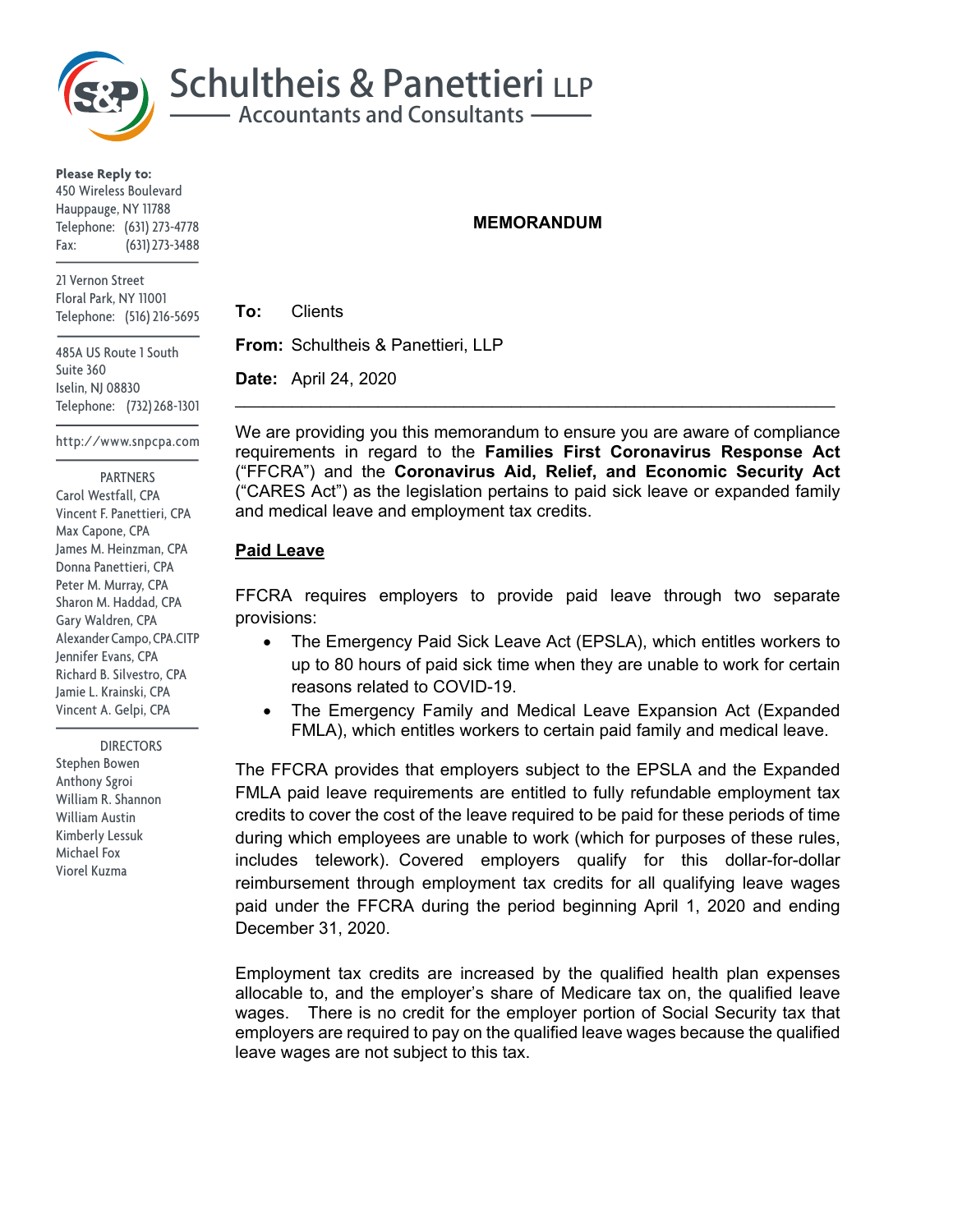# Schultheis & Panettieri LLP

Accountants and Consultants

**Please Reply to:**
450 Wireless Boulevard
Hauppauge, NY 11788
Telephone: (631) 273-4778
Fax: (631) 273-3488

21 Vernon Street
Floral Park, NY 11001
Telephone: (516) 216-5695

485A US Route 1 South
Suite 360
Iselin, NJ 08830
Telephone: (732) 268-1301

http://www.snpcpa.com

PARTNERS
Carol Westfall, CPA
Vincent F. Panettieri, CPA
Max Capone, CPA
James M. Heinzman, CPA
Donna Panettieri, CPA
Peter M. Murray, CPA
Sharon M. Haddad, CPA
Gary Waldren, CPA
Alexander Campo, CPA.CITP
Jennifer Evans, CPA
Richard B. Silvestro, CPA
Jamie L. Krainski, CPA
Vincent A. Gelpi, CPA

DIRECTORS
Stephen Bowen
Anthony Sgroi
William R. Shannon
William Austin
Kimberly Lessuk
Michael Fox
Viorel Kuzma

**MEMORANDUM**

**To:** Clients

**From:** Schultheis & Panettieri, LLP

**Date:** April 24, 2020

---

We are providing you this memorandum to ensure you are aware of compliance requirements in regard to the **Families First Coronavirus Response Act** ("FFCRA") and the **Coronavirus Aid, Relief, and Economic Security Act** ("CARES Act") as the legislation pertains to paid sick leave or expanded family and medical leave and employment tax credits.

## Paid Leave

FFCRA requires employers to provide paid leave through two separate provisions:

- The Emergency Paid Sick Leave Act (EPSLA), which entitles workers to up to 80 hours of paid sick time when they are unable to work for certain reasons related to COVID-19.
- The Emergency Family and Medical Leave Expansion Act (Expanded FMLA), which entitles workers to certain paid family and medical leave.

The FFCRA provides that employers subject to the EPSLA and the Expanded FMLA paid leave requirements are entitled to fully refundable employment tax credits to cover the cost of the leave required to be paid for these periods of time during which employees are unable to work (which for purposes of these rules, includes telework). Covered employers qualify for this dollar-for-dollar reimbursement through employment tax credits for all qualifying leave wages paid under the FFCRA during the period beginning April 1, 2020 and ending December 31, 2020.

Employment tax credits are increased by the qualified health plan expenses allocable to, and the employer's share of Medicare tax on, the qualified leave wages. There is no credit for the employer portion of Social Security tax that employers are required to pay on the qualified leave wages because the qualified leave wages are not subject to this tax.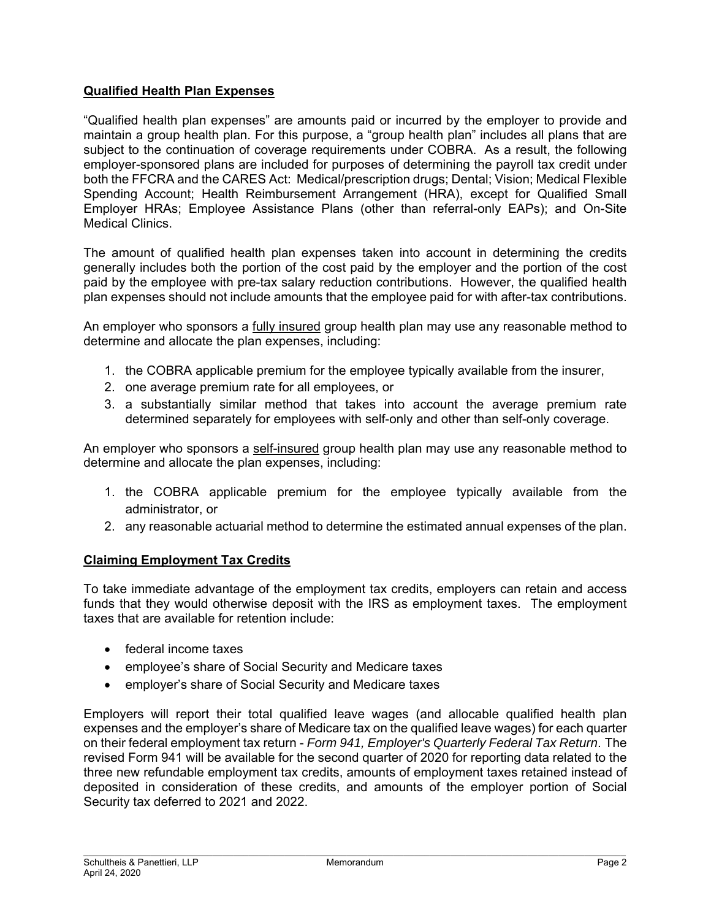## **Qualified Health Plan Expenses**

"Qualified health plan expenses" are amounts paid or incurred by the employer to provide and maintain a group health plan. For this purpose, a "group health plan" includes all plans that are subject to the continuation of coverage requirements under COBRA. As a result, the following employer-sponsored plans are included for purposes of determining the payroll tax credit under both the FFCRA and the CARES Act: Medical/prescription drugs; Dental; Vision; Medical Flexible Spending Account; Health Reimbursement Arrangement (HRA), except for Qualified Small Employer HRAs; Employee Assistance Plans (other than referral-only EAPs); and On-Site Medical Clinics.

The amount of qualified health plan expenses taken into account in determining the credits generally includes both the portion of the cost paid by the employer and the portion of the cost paid by the employee with pre-tax salary reduction contributions. However, the qualified health plan expenses should not include amounts that the employee paid for with after-tax contributions.

An employer who sponsors a fully insured group health plan may use any reasonable method to determine and allocate the plan expenses, including:

1. the COBRA applicable premium for the employee typically available from the insurer,
2. one average premium rate for all employees, or
3. a substantially similar method that takes into account the average premium rate determined separately for employees with self-only and other than self-only coverage.

An employer who sponsors a self-insured group health plan may use any reasonable method to determine and allocate the plan expenses, including:

1. the COBRA applicable premium for the employee typically available from the administrator, or
2. any reasonable actuarial method to determine the estimated annual expenses of the plan.

## **Claiming Employment Tax Credits**

To take immediate advantage of the employment tax credits, employers can retain and access funds that they would otherwise deposit with the IRS as employment taxes. The employment taxes that are available for retention include:

- federal income taxes
- employee's share of Social Security and Medicare taxes
- employer's share of Social Security and Medicare taxes

Employers will report their total qualified leave wages (and allocable qualified health plan expenses and the employer's share of Medicare tax on the qualified leave wages) for each quarter on their federal employment tax return - *Form 941, Employer's Quarterly Federal Tax Return*. The revised Form 941 will be available for the second quarter of 2020 for reporting data related to the three new refundable employment tax credits, amounts of employment taxes retained instead of deposited in consideration of these credits, and amounts of the employer portion of Social Security tax deferred to 2021 and 2022.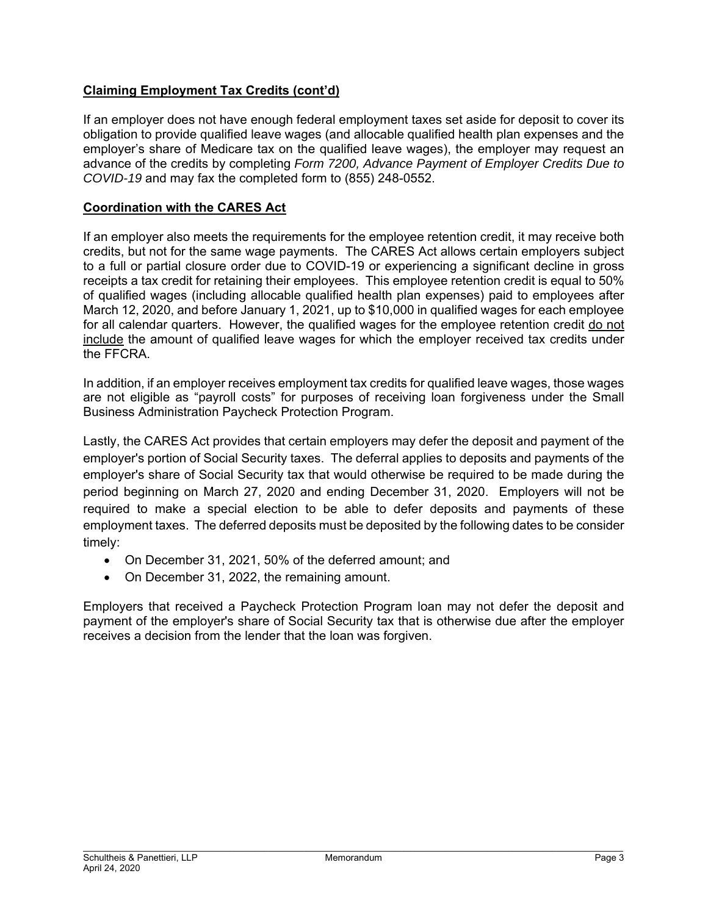**Claiming Employment Tax Credits (cont'd)**

If an employer does not have enough federal employment taxes set aside for deposit to cover its obligation to provide qualified leave wages (and allocable qualified health plan expenses and the employer's share of Medicare tax on the qualified leave wages), the employer may request an advance of the credits by completing *Form 7200, Advance Payment of Employer Credits Due to COVID-19* and may fax the completed form to (855) 248-0552.

**Coordination with the CARES Act**

If an employer also meets the requirements for the employee retention credit, it may receive both credits, but not for the same wage payments. The CARES Act allows certain employers subject to a full or partial closure order due to COVID-19 or experiencing a significant decline in gross receipts a tax credit for retaining their employees. This employee retention credit is equal to 50% of qualified wages (including allocable qualified health plan expenses) paid to employees after March 12, 2020, and before January 1, 2021, up to $10,000 in qualified wages for each employee for all calendar quarters. However, the qualified wages for the employee retention credit do not include the amount of qualified leave wages for which the employer received tax credits under the FFCRA.

In addition, if an employer receives employment tax credits for qualified leave wages, those wages are not eligible as "payroll costs" for purposes of receiving loan forgiveness under the Small Business Administration Paycheck Protection Program.

Lastly, the CARES Act provides that certain employers may defer the deposit and payment of the employer's portion of Social Security taxes. The deferral applies to deposits and payments of the employer's share of Social Security tax that would otherwise be required to be made during the period beginning on March 27, 2020 and ending December 31, 2020. Employers will not be required to make a special election to be able to defer deposits and payments of these employment taxes. The deferred deposits must be deposited by the following dates to be consider timely:

- On December 31, 2021, 50% of the deferred amount; and
- On December 31, 2022, the remaining amount.

Employers that received a Paycheck Protection Program loan may not defer the deposit and payment of the employer's share of Social Security tax that is otherwise due after the employer receives a decision from the lender that the loan was forgiven.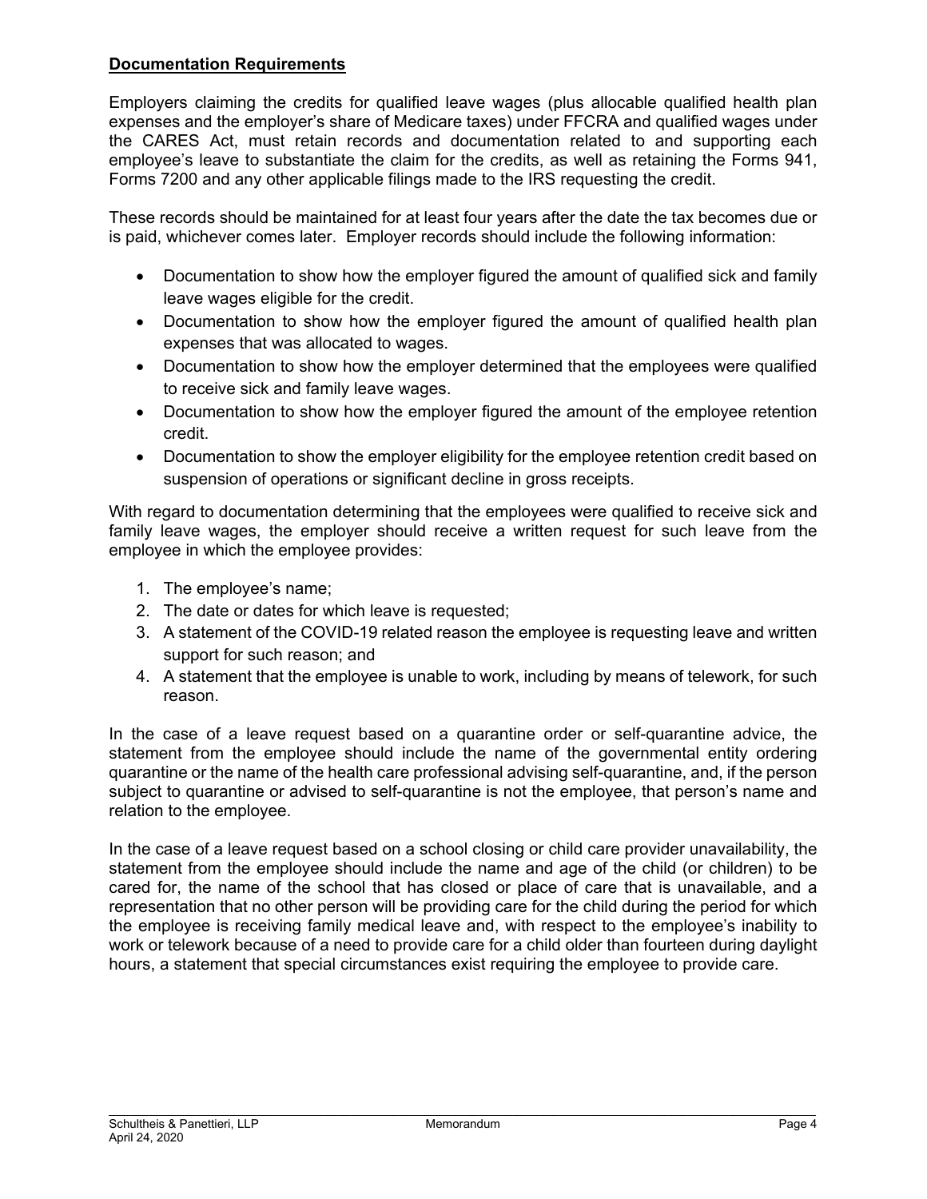**Documentation Requirements**

Employers claiming the credits for qualified leave wages (plus allocable qualified health plan expenses and the employer's share of Medicare taxes) under FFCRA and qualified wages under the CARES Act, must retain records and documentation related to and supporting each employee's leave to substantiate the claim for the credits, as well as retaining the Forms 941, Forms 7200 and any other applicable filings made to the IRS requesting the credit.

These records should be maintained for at least four years after the date the tax becomes due or is paid, whichever comes later. Employer records should include the following information:

- Documentation to show how the employer figured the amount of qualified sick and family leave wages eligible for the credit.
- Documentation to show how the employer figured the amount of qualified health plan expenses that was allocated to wages.
- Documentation to show how the employer determined that the employees were qualified to receive sick and family leave wages.
- Documentation to show how the employer figured the amount of the employee retention credit.
- Documentation to show the employer eligibility for the employee retention credit based on suspension of operations or significant decline in gross receipts.

With regard to documentation determining that the employees were qualified to receive sick and family leave wages, the employer should receive a written request for such leave from the employee in which the employee provides:

1. The employee's name;
2. The date or dates for which leave is requested;
3. A statement of the COVID-19 related reason the employee is requesting leave and written support for such reason; and
4. A statement that the employee is unable to work, including by means of telework, for such reason.

In the case of a leave request based on a quarantine order or self-quarantine advice, the statement from the employee should include the name of the governmental entity ordering quarantine or the name of the health care professional advising self-quarantine, and, if the person subject to quarantine or advised to self-quarantine is not the employee, that person's name and relation to the employee.

In the case of a leave request based on a school closing or child care provider unavailability, the statement from the employee should include the name and age of the child (or children) to be cared for, the name of the school that has closed or place of care that is unavailable, and a representation that no other person will be providing care for the child during the period for which the employee is receiving family medical leave and, with respect to the employee's inability to work or telework because of a need to provide care for a child older than fourteen during daylight hours, a statement that special circumstances exist requiring the employee to provide care.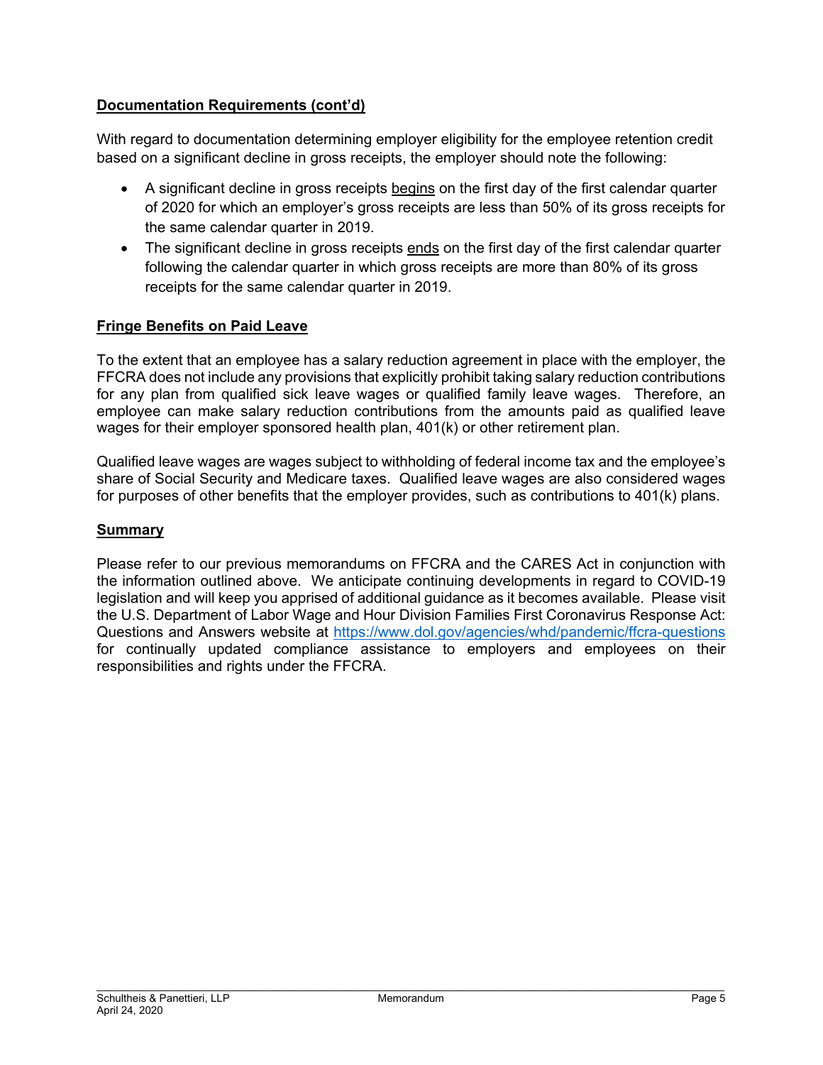**Documentation Requirements (cont'd)**

With regard to documentation determining employer eligibility for the employee retention credit based on a significant decline in gross receipts, the employer should note the following:

- A significant decline in gross receipts begins on the first day of the first calendar quarter of 2020 for which an employer's gross receipts are less than 50% of its gross receipts for the same calendar quarter in 2019.
- The significant decline in gross receipts ends on the first day of the first calendar quarter following the calendar quarter in which gross receipts are more than 80% of its gross receipts for the same calendar quarter in 2019.

**Fringe Benefits on Paid Leave**

To the extent that an employee has a salary reduction agreement in place with the employer, the FFCRA does not include any provisions that explicitly prohibit taking salary reduction contributions for any plan from qualified sick leave wages or qualified family leave wages. Therefore, an employee can make salary reduction contributions from the amounts paid as qualified leave wages for their employer sponsored health plan, 401(k) or other retirement plan.

Qualified leave wages are wages subject to withholding of federal income tax and the employee's share of Social Security and Medicare taxes. Qualified leave wages are also considered wages for purposes of other benefits that the employer provides, such as contributions to 401(k) plans.

**Summary**

Please refer to our previous memorandums on FFCRA and the CARES Act in conjunction with the information outlined above. We anticipate continuing developments in regard to COVID-19 legislation and will keep you apprised of additional guidance as it becomes available. Please visit the U.S. Department of Labor Wage and Hour Division Families First Coronavirus Response Act: Questions and Answers website at https://www.dol.gov/agencies/whd/pandemic/ffcra-questions for continually updated compliance assistance to employers and employees on their responsibilities and rights under the FFCRA.